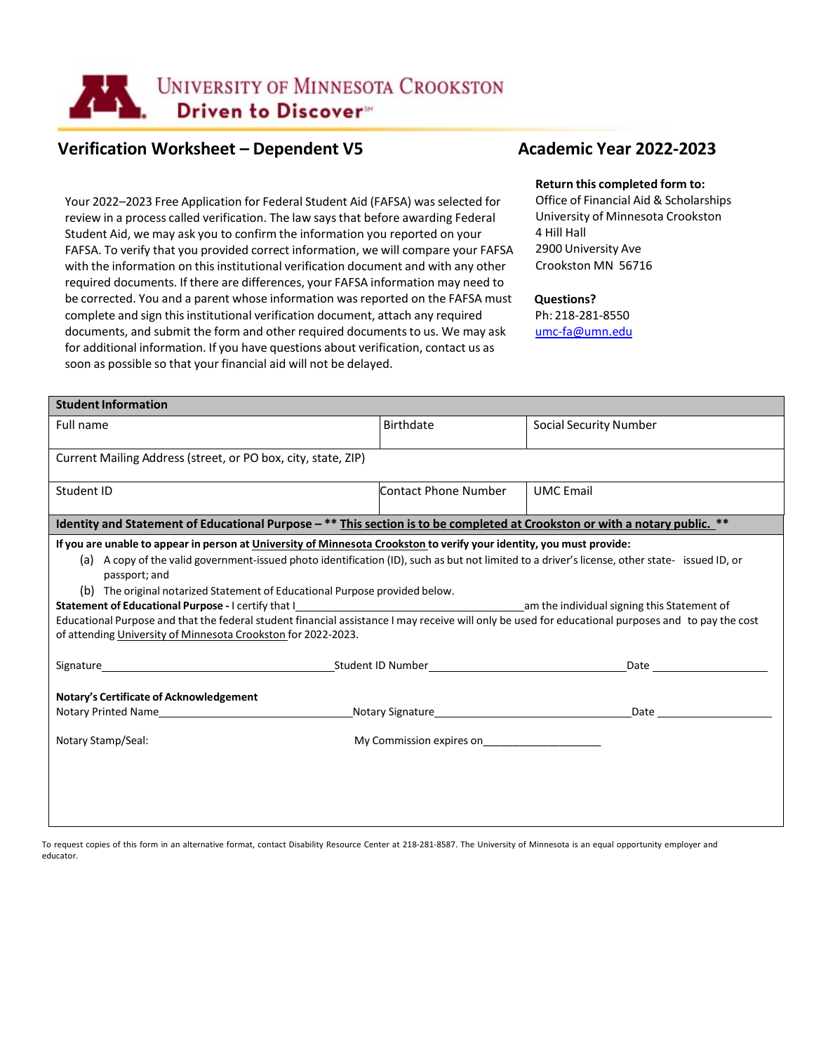University of Minnesota Crookston
Driven to Discover℠

## Verification Worksheet – Dependent V5

## Academic Year 2022-2023

Your 2022–2023 Free Application for Federal Student Aid (FAFSA) was selected for review in a process called verification. The law says that before awarding Federal Student Aid, we may ask you to confirm the information you reported on your FAFSA. To verify that you provided correct information, we will compare your FAFSA with the information on this institutional verification document and with any other required documents. If there are differences, your FAFSA information may need to be corrected. You and a parent whose information was reported on the FAFSA must complete and sign this institutional verification document, attach any required documents, and submit the form and other required documents to us. We may ask for additional information. If you have questions about verification, contact us as soon as possible so that your financial aid will not be delayed.

**Return this completed form to:**
Office of Financial Aid & Scholarships
University of Minnesota Crookston
4 Hill Hall
2900 University Ave
Crookston MN 56716

**Questions?**
Ph: 218-281-8550
umc-fa@umn.edu

| **Student Information** | | |
|---|---|---|
| Full name | Birthdate | Social Security Number |
| Current Mailing Address (street, or PO box, city, state, ZIP) | | |
| Student ID | Contact Phone Number | UMC Email |

**Identity and Statement of Educational Purpose – \*\* This section is to be completed at Crookston or with a notary public. \*\***

**If you are unable to appear in person at University of Minnesota Crookston to verify your identity, you must provide:**

(a) A copy of the valid government-issued photo identification (ID), such as but not limited to a driver's license, other state- issued ID, or passport; and

(b) The original notarized Statement of Educational Purpose provided below.

**Statement of Educational Purpose -** I certify that I\_\_\_\_\_\_\_\_\_\_\_\_\_\_\_\_\_\_\_\_\_\_\_\_\_\_\_\_\_\_\_\_\_\_am the individual signing this Statement of Educational Purpose and that the federal student financial assistance I may receive will only be used for educational purposes and to pay the cost of attending University of Minnesota Crookston for 2022-2023.

Signature\_\_\_\_\_\_\_\_\_\_\_\_\_\_\_\_\_\_\_\_\_\_\_\_\_\_\_\_\_\_\_\_Student ID Number\_\_\_\_\_\_\_\_\_\_\_\_\_\_\_\_\_\_\_\_\_\_\_\_\_\_\_\_\_\_Date \_\_\_\_\_\_\_\_\_\_\_\_\_\_\_\_\_\_

**Notary's Certificate of Acknowledgement**

Notary Printed Name\_\_\_\_\_\_\_\_\_\_\_\_\_\_\_\_\_\_\_\_\_\_\_\_\_\_\_\_\_\_Notary Signature\_\_\_\_\_\_\_\_\_\_\_\_\_\_\_\_\_\_\_\_\_\_\_\_\_\_\_\_\_\_Date \_\_\_\_\_\_\_\_\_\_\_\_\_\_\_\_\_\_

Notary Stamp/Seal: My Commission expires on\_\_\_\_\_\_\_\_\_\_\_\_\_\_\_\_\_\_\_\_

To request copies of this form in an alternative format, contact Disability Resource Center at 218-281-8587. The University of Minnesota is an equal opportunity employer and educator.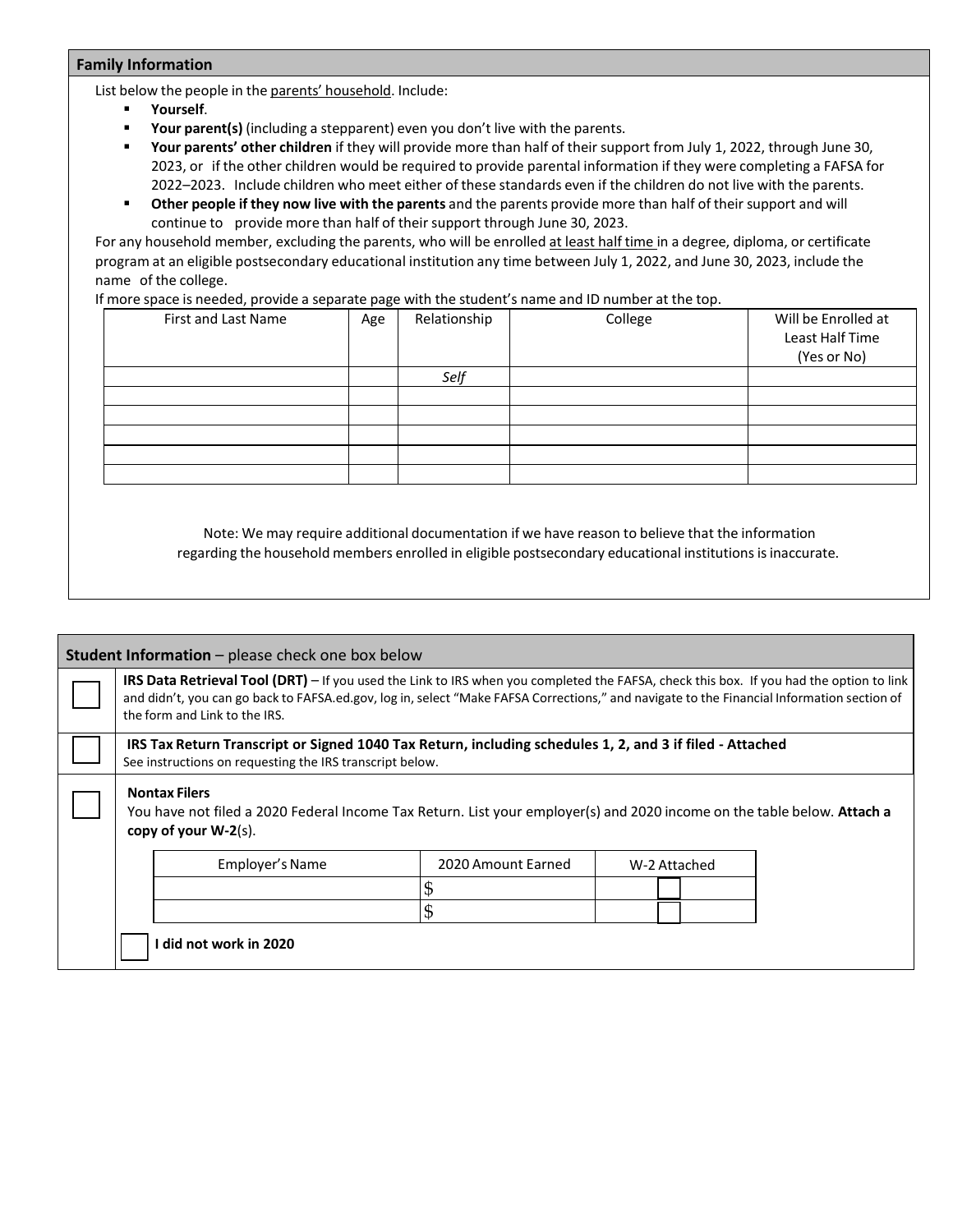## Family Information

List below the people in the parents' household. Include:

- **Yourself**.
- **Your parent(s)** (including a stepparent) even you don't live with the parents.
- **Your parents' other children** if they will provide more than half of their support from July 1, 2022, through June 30, 2023, or if the other children would be required to provide parental information if they were completing a FAFSA for 2022–2023. Include children who meet either of these standards even if the children do not live with the parents.
- **Other people if they now live with the parents** and the parents provide more than half of their support and will continue to provide more than half of their support through June 30, 2023.

For any household member, excluding the parents, who will be enrolled at least half time in a degree, diploma, or certificate program at an eligible postsecondary educational institution any time between July 1, 2022, and June 30, 2023, include the name of the college.

If more space is needed, provide a separate page with the student's name and ID number at the top.

| First and Last Name | Age | Relationship | College | Will be Enrolled at Least Half Time (Yes or No) |
|---|---|---|---|---|
| | | *Self* | | |
| | | | | |
| | | | | |
| | | | | |
| | | | | |
| | | | | |

Note: We may require additional documentation if we have reason to believe that the information regarding the household members enrolled in eligible postsecondary educational institutions is inaccurate.

## Student Information – please check one box below

☐ **IRS Data Retrieval Tool (DRT)** – If you used the Link to IRS when you completed the FAFSA, check this box. If you had the option to link and didn't, you can go back to FAFSA.ed.gov, log in, select "Make FAFSA Corrections," and navigate to the Financial Information section of the form and Link to the IRS.

☐ **IRS Tax Return Transcript or Signed 1040 Tax Return, including schedules 1, 2, and 3 if filed - Attached**
See instructions on requesting the IRS transcript below.

☐ **Nontax Filers**
You have not filed a 2020 Federal Income Tax Return. List your employer(s) and 2020 income on the table below. **Attach a copy of your W-2**(s).

| Employer's Name | 2020 Amount Earned | W-2 Attached |
|---|---|---|
| | $ | ☐ |
| | $ | ☐ |

☐ **I did not work in 2020**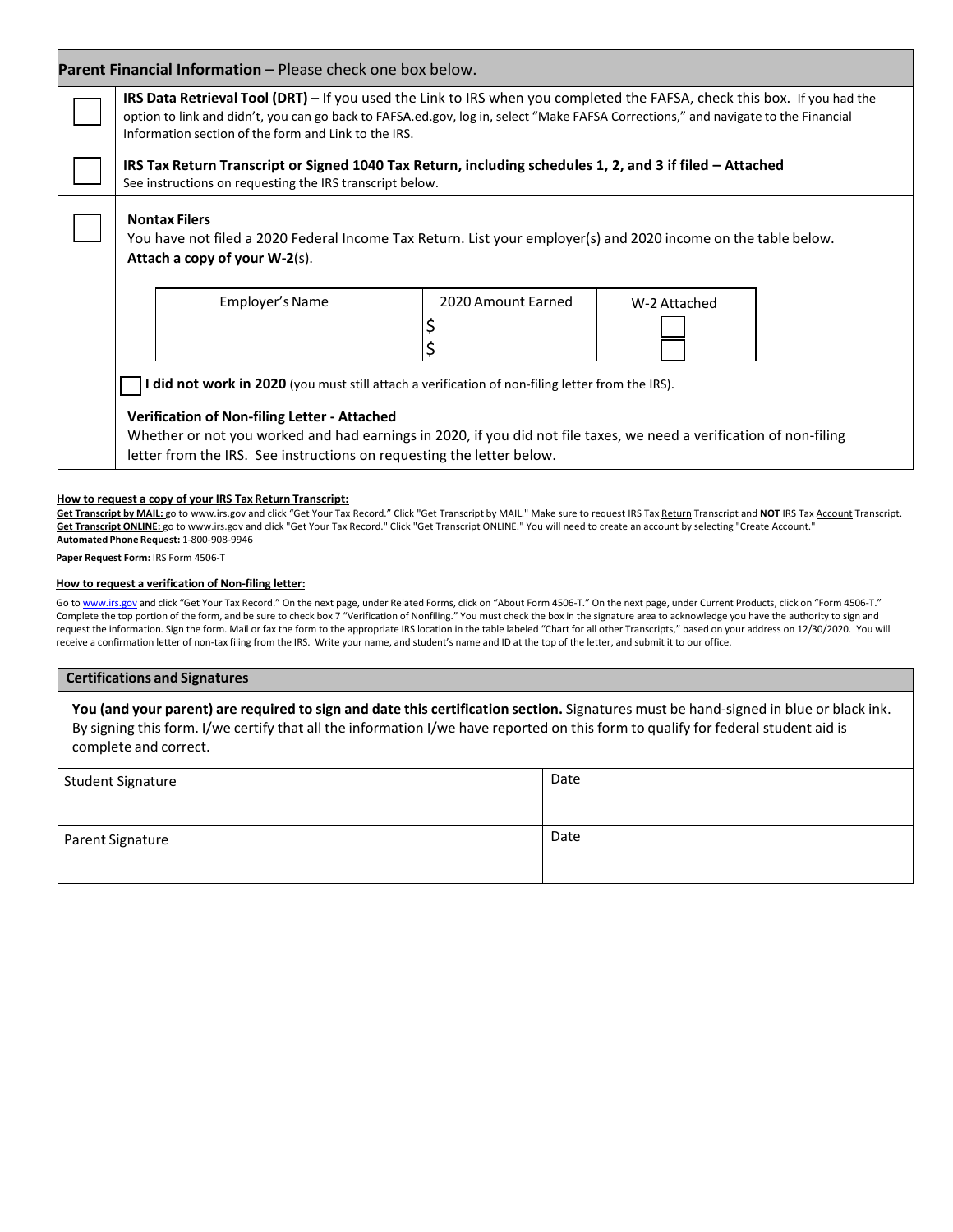## Parent Financial Information – Please check one box below.

☐ **IRS Data Retrieval Tool (DRT)** – If you used the Link to IRS when you completed the FAFSA, check this box. If you had the option to link and didn't, you can go back to FAFSA.ed.gov, log in, select "Make FAFSA Corrections," and navigate to the Financial Information section of the form and Link to the IRS.

☐ **IRS Tax Return Transcript or Signed 1040 Tax Return, including schedules 1, 2, and 3 if filed – Attached**
See instructions on requesting the IRS transcript below.

☐ **Nontax Filers**
You have not filed a 2020 Federal Income Tax Return. List your employer(s) and 2020 income on the table below. **Attach a copy of your W-2**(s).

| Employer's Name | 2020 Amount Earned | W-2 Attached |
|---|---|---|
| | $ | ☐ |
| | $ | ☐ |

☐ **I did not work in 2020** (you must still attach a verification of non-filing letter from the IRS).

**Verification of Non-filing Letter - Attached**
Whether or not you worked and had earnings in 2020, if you did not file taxes, we need a verification of non-filing letter from the IRS. See instructions on requesting the letter below.

**How to request a copy of your IRS Tax Return Transcript:**

**Get Transcript by MAIL:** go to www.irs.gov and click "Get Your Tax Record." Click "Get Transcript by MAIL." Make sure to request IRS Tax Return Transcript and **NOT** IRS Tax Account Transcript.
**Get Transcript ONLINE:** go to www.irs.gov and click "Get Your Tax Record." Click "Get Transcript ONLINE." You will need to create an account by selecting "Create Account."
**Automated Phone Request:** 1-800-908-9946

**Paper Request Form:** IRS Form 4506-T

**How to request a verification of Non-filing letter:**

Go to www.irs.gov and click "Get Your Tax Record." On the next page, under Related Forms, click on "About Form 4506-T." On the next page, under Current Products, click on "Form 4506-T." Complete the top portion of the form, and be sure to check box 7 "Verification of Nonfiling." You must check the box in the signature area to acknowledge you have the authority to sign and request the information. Sign the form. Mail or fax the form to the appropriate IRS location in the table labeled "Chart for all other Transcripts," based on your address on 12/30/2020. You will receive a confirmation letter of non-tax filing from the IRS. Write your name, and student's name and ID at the top of the letter, and submit it to our office.

## Certifications and Signatures

**You (and your parent) are required to sign and date this certification section.** Signatures must be hand-signed in blue or black ink. By signing this form. I/we certify that all the information I/we have reported on this form to qualify for federal student aid is complete and correct.

| | |
|---|---|
| Student Signature | Date |
| Parent Signature | Date |